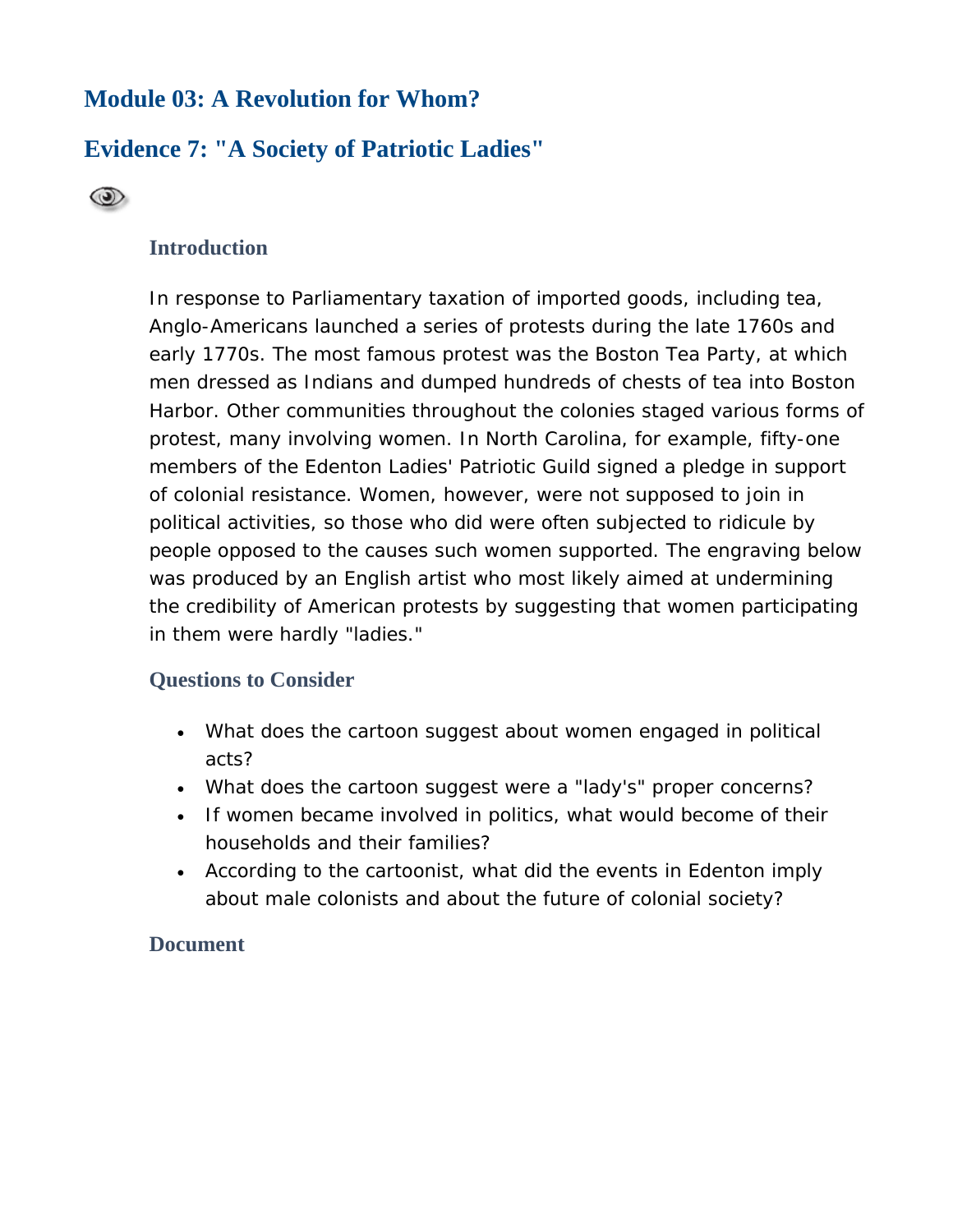# Module 03: A Revolution for Whom?

# Evidence 7: "A Society of Patriotic Ladies"

### Introduction

In response to Parliamentary taxation of imported goods, including tea, Anglo-Americans launched a series of protests during the late 1760s and early 1770s. The most famous protest was the Boston Tea Party, at which men dressed as Indians and dumped hundreds of chests of tea into Boston Harbor. Other communities throughout the colonies staged various forms of protest, many involving women. In North Carolina, for example, fifty-one members of the Edenton Ladies' Patriotic Guild signed a pledge in support of colonial resistance. Women, however, were not supposed to join in political activities, so those who did were often subjected to ridicule by people opposed to the causes such women supported. The engraving below was produced by an English artist who most likely aimed at undermining the credibility of American protests by suggesting that women participating in them were hardly "ladies."

### Questions to Consider

- What does the cartoon suggest about women engaged in political acts?
- What does the cartoon suggest were a "lady's" proper concerns?
- If women became involved in politics, what would become of their households and their families?
- According to the cartoonist, what did the events in Edenton imply about male colonists and about the future of colonial society?

### Document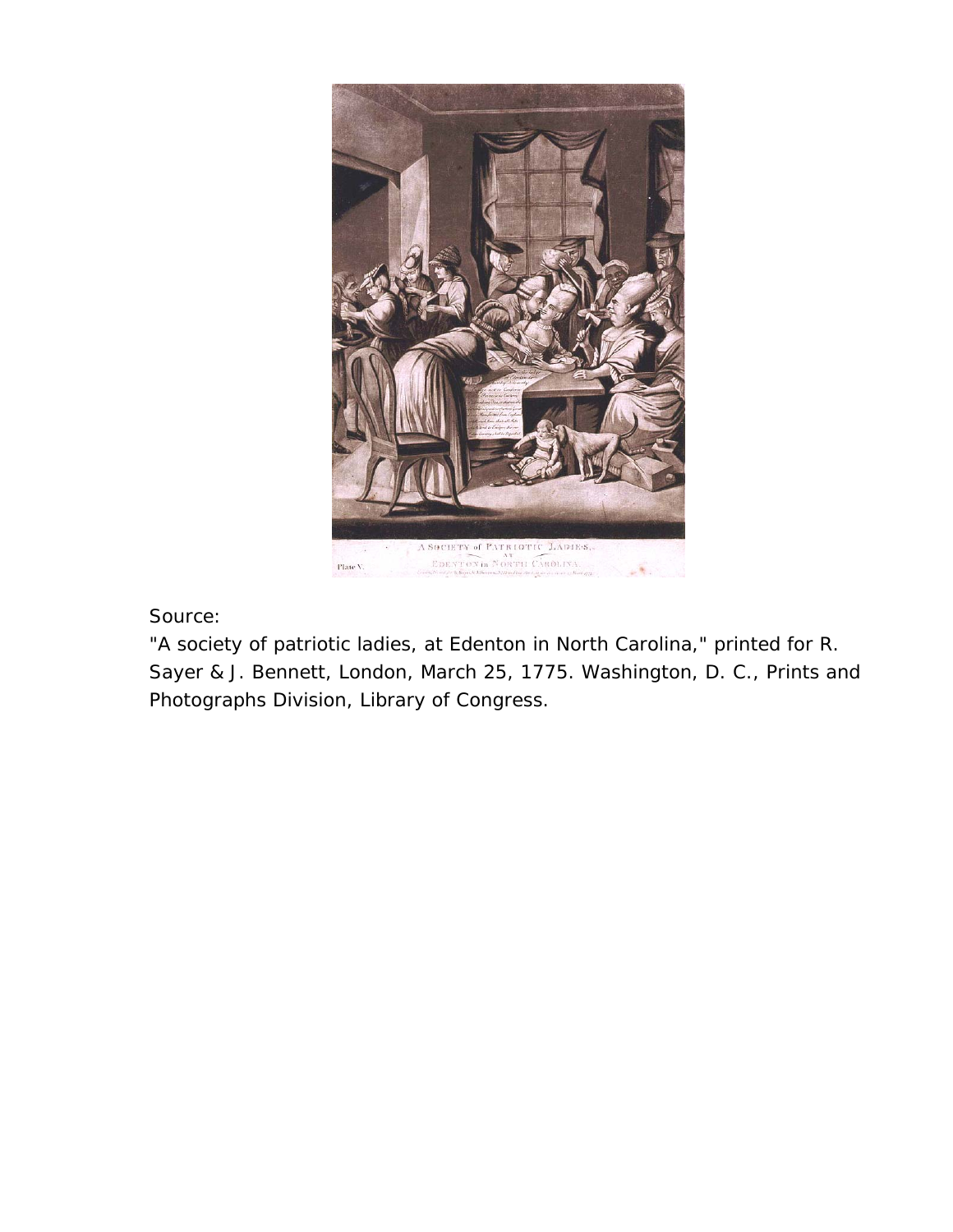Source:

"A society of patriotic ladies, at Edenton in North Carolina," printed for R. Sayer & J. Bennett, London, March 25, 1775. Washington, D. C., Prints and Photographs Division, Library of Congress.